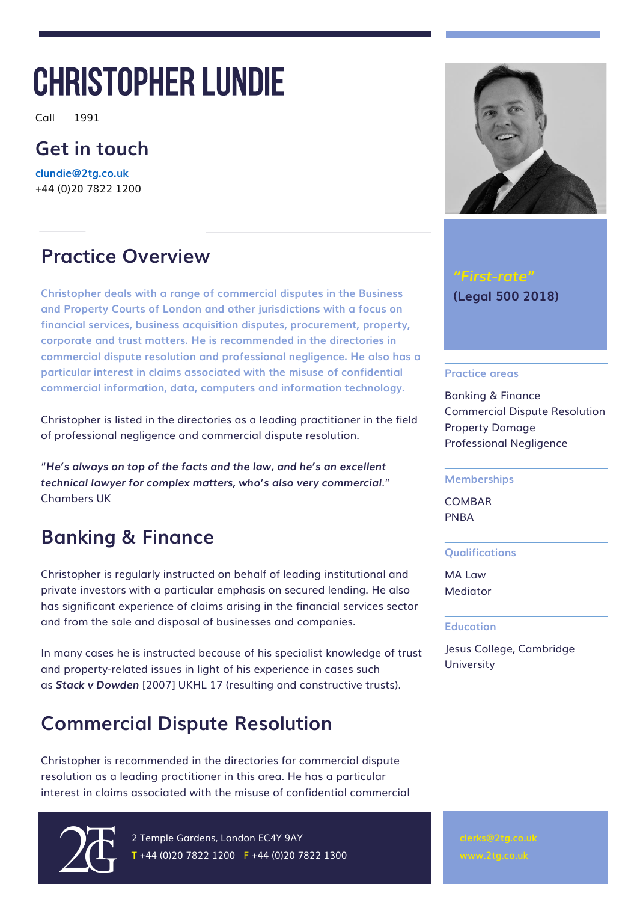# CHRISTOPHER LUNDIE

Call 1991

## Get in touch

clundie@2tg.co.uk
+44 (0)20 7822 1200

## Practice Overview

Christopher deals with a range of commercial disputes in the Business and Property Courts of London and other jurisdictions with a focus on financial services, business acquisition disputes, procurement, property, corporate and trust matters. He is recommended in the directories in commercial dispute resolution and professional negligence. He also has a particular interest in claims associated with the misuse of confidential commercial information, data, computers and information technology.

Christopher is listed in the directories as a leading practitioner in the field of professional negligence and commercial dispute resolution.

"*He's always on top of the facts and the law, and he's an excellent technical lawyer for complex matters, who's also very commercial.*" Chambers UK

## Banking & Finance

Christopher is regularly instructed on behalf of leading institutional and private investors with a particular emphasis on secured lending. He also has significant experience of claims arising in the financial services sector and from the sale and disposal of businesses and companies.

In many cases he is instructed because of his specialist knowledge of trust and property-related issues in light of his experience in cases such as ***Stack v Dowden*** [2007] UKHL 17 (resulting and constructive trusts).

## Commercial Dispute Resolution

Christopher is recommended in the directories for commercial dispute resolution as a leading practitioner in this area. He has a particular interest in claims associated with the misuse of confidential commercial

*"First-rate"*
**(Legal 500 2018)**

### Practice areas

Banking & Finance
Commercial Dispute Resolution
Property Damage
Professional Negligence

### Memberships

COMBAR
PNBA

### Qualifications

MA Law
Mediator

### Education

Jesus College, Cambridge University

2 Temple Gardens, London EC4Y 9AY
T +44 (0)20 7822 1200 F +44 (0)20 7822 1300

clerks@2tg.co.uk
www.2tg.co.uk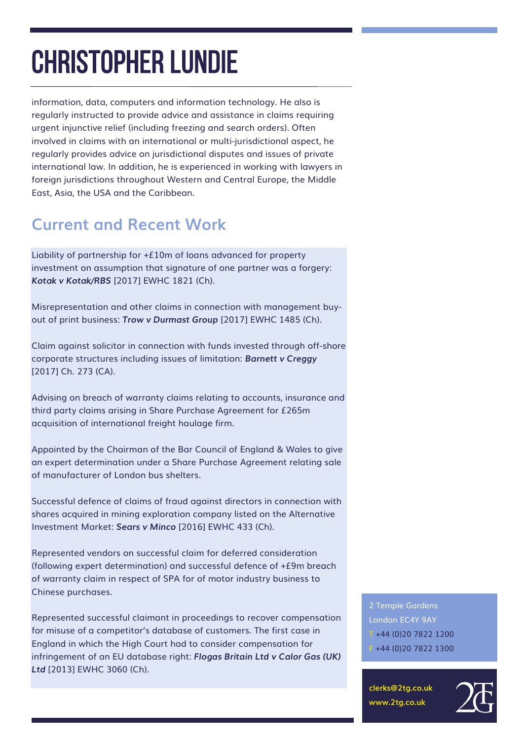# CHRISTOPHER LUNDIE

information, data, computers and information technology. He also is regularly instructed to provide advice and assistance in claims requiring urgent injunctive relief (including freezing and search orders). Often involved in claims with an international or multi-jurisdictional aspect, he regularly provides advice on jurisdictional disputes and issues of private international law. In addition, he is experienced in working with lawyers in foreign jurisdictions throughout Western and Central Europe, the Middle East, Asia, the USA and the Caribbean.

## Current and Recent Work

Liability of partnership for +£10m of loans advanced for property investment on assumption that signature of one partner was a forgery: ***Kotak v Kotak/RBS*** [2017] EWHC 1821 (Ch).

Misrepresentation and other claims in connection with management buy-out of print business: ***Trow v Durmast Group*** [2017] EWHC 1485 (Ch).

Claim against solicitor in connection with funds invested through off-shore corporate structures including issues of limitation: ***Barnett v Creggy*** [2017] Ch. 273 (CA).

Advising on breach of warranty claims relating to accounts, insurance and third party claims arising in Share Purchase Agreement for £265m acquisition of international freight haulage firm.

Appointed by the Chairman of the Bar Council of England & Wales to give an expert determination under a Share Purchase Agreement relating sale of manufacturer of London bus shelters.

Successful defence of claims of fraud against directors in connection with shares acquired in mining exploration company listed on the Alternative Investment Market: ***Sears v Minco*** [2016] EWHC 433 (Ch).

Represented vendors on successful claim for deferred consideration (following expert determination) and successful defence of +£9m breach of warranty claim in respect of SPA for of motor industry business to Chinese purchases.

Represented successful claimant in proceedings to recover compensation for misuse of a competitor's database of customers. The first case in England in which the High Court had to consider compensation for infringement of an EU database right: ***Flogas Britain Ltd v Calor Gas (UK) Ltd*** [2013] EWHC 3060 (Ch).

2 Temple Gardens
London EC4Y 9AY
T +44 (0)20 7822 1200
F +44 (0)20 7822 1300

**clerks@2tg.co.uk**
**www.2tg.co.uk**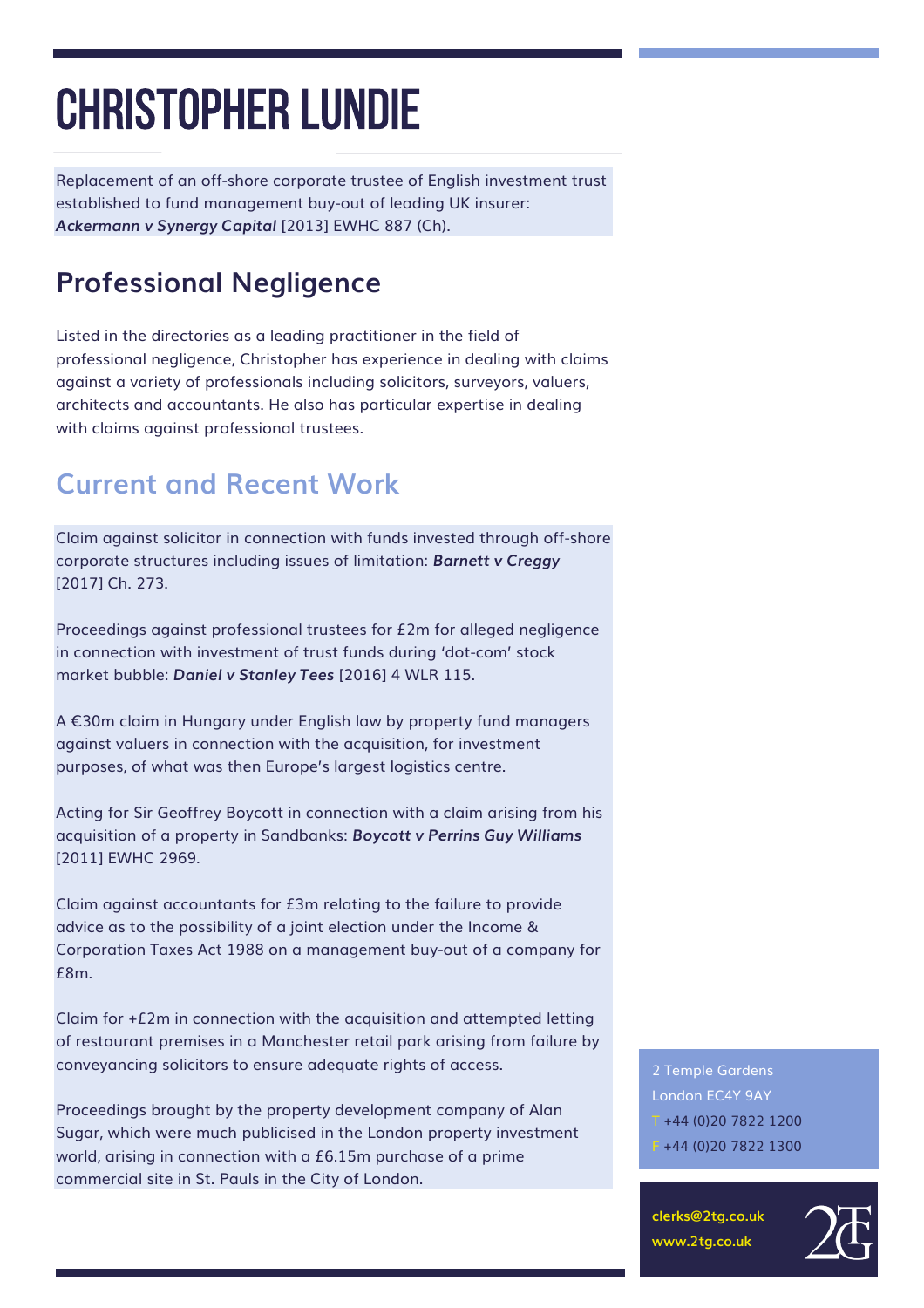# CHRISTOPHER LUNDIE

Replacement of an off-shore corporate trustee of English investment trust established to fund management buy-out of leading UK insurer: ***Ackermann v Synergy Capital*** [2013] EWHC 887 (Ch).

## Professional Negligence

Listed in the directories as a leading practitioner in the field of professional negligence, Christopher has experience in dealing with claims against a variety of professionals including solicitors, surveyors, valuers, architects and accountants. He also has particular expertise in dealing with claims against professional trustees.

## Current and Recent Work

Claim against solicitor in connection with funds invested through off-shore corporate structures including issues of limitation: ***Barnett v Creggy*** [2017] Ch. 273.

Proceedings against professional trustees for £2m for alleged negligence in connection with investment of trust funds during 'dot-com' stock market bubble: ***Daniel v Stanley Tees*** [2016] 4 WLR 115.

A €30m claim in Hungary under English law by property fund managers against valuers in connection with the acquisition, for investment purposes, of what was then Europe's largest logistics centre.

Acting for Sir Geoffrey Boycott in connection with a claim arising from his acquisition of a property in Sandbanks: ***Boycott v Perrins Guy Williams*** [2011] EWHC 2969.

Claim against accountants for £3m relating to the failure to provide advice as to the possibility of a joint election under the Income & Corporation Taxes Act 1988 on a management buy-out of a company for £8m.

Claim for +£2m in connection with the acquisition and attempted letting of restaurant premises in a Manchester retail park arising from failure by conveyancing solicitors to ensure adequate rights of access.

Proceedings brought by the property development company of Alan Sugar, which were much publicised in the London property investment world, arising in connection with a £6.15m purchase of a prime commercial site in St. Pauls in the City of London.

2 Temple Gardens
London EC4Y 9AY
T +44 (0)20 7822 1200
F +44 (0)20 7822 1300

**clerks@2tg.co.uk**
**www.2tg.co.uk**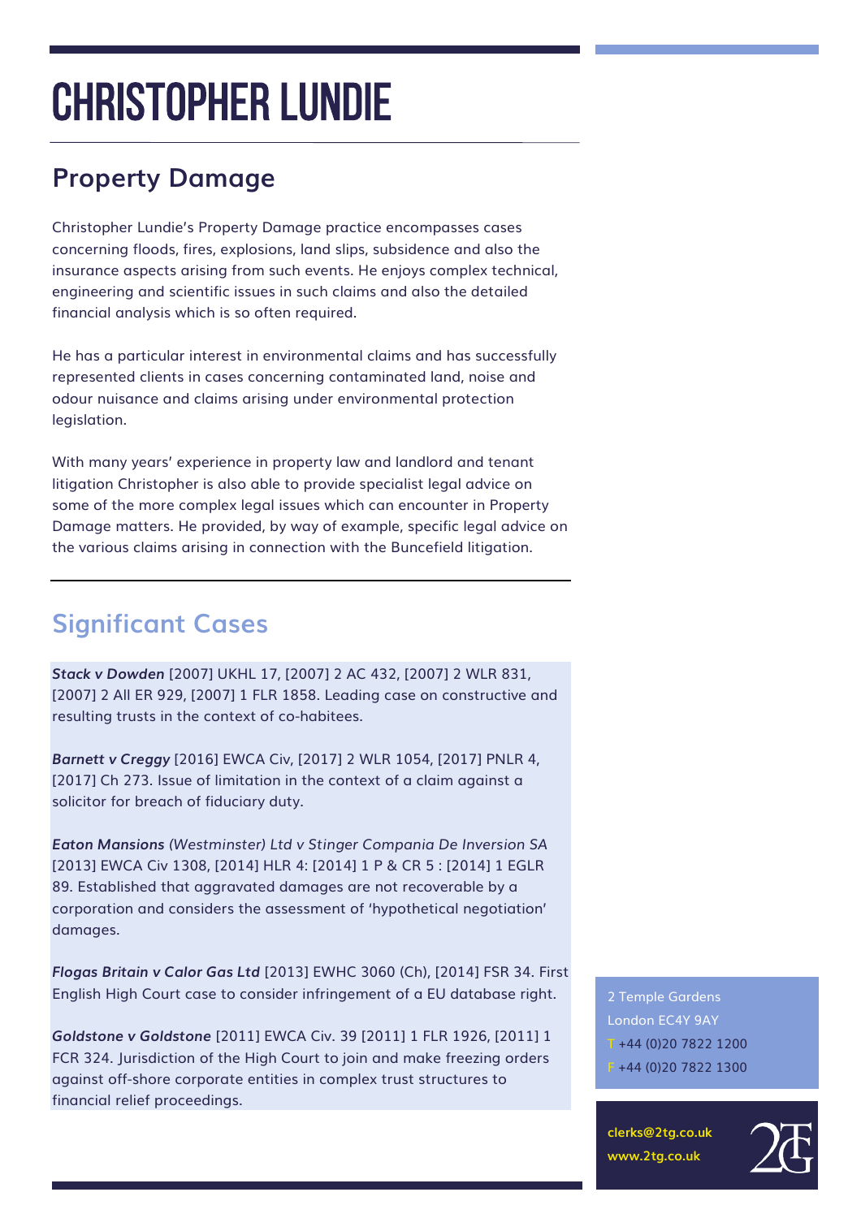# CHRISTOPHER LUNDIE

## Property Damage

Christopher Lundie's Property Damage practice encompasses cases concerning floods, fires, explosions, land slips, subsidence and also the insurance aspects arising from such events. He enjoys complex technical, engineering and scientific issues in such claims and also the detailed financial analysis which is so often required.

He has a particular interest in environmental claims and has successfully represented clients in cases concerning contaminated land, noise and odour nuisance and claims arising under environmental protection legislation.

With many years' experience in property law and landlord and tenant litigation Christopher is also able to provide specialist legal advice on some of the more complex legal issues which can encounter in Property Damage matters. He provided, by way of example, specific legal advice on the various claims arising in connection with the Buncefield litigation.

## Significant Cases

***Stack v Dowden*** [2007] UKHL 17, [2007] 2 AC 432, [2007] 2 WLR 831, [2007] 2 All ER 929, [2007] 1 FLR 1858. Leading case on constructive and resulting trusts in the context of co-habitees.

***Barnett v Creggy*** [2016] EWCA Civ, [2017] 2 WLR 1054, [2017] PNLR 4, [2017] Ch 273. Issue of limitation in the context of a claim against a solicitor for breach of fiduciary duty.

***Eaton Mansions** (Westminster) Ltd v Stinger Compania De Inversion SA* [2013] EWCA Civ 1308, [2014] HLR 4: [2014] 1 P & CR 5 : [2014] 1 EGLR 89. Established that aggravated damages are not recoverable by a corporation and considers the assessment of 'hypothetical negotiation' damages.

***Flogas Britain v Calor Gas Ltd*** [2013] EWHC 3060 (Ch), [2014] FSR 34. First English High Court case to consider infringement of a EU database right.

***Goldstone v Goldstone*** [2011] EWCA Civ. 39 [2011] 1 FLR 1926, [2011] 1 FCR 324. Jurisdiction of the High Court to join and make freezing orders against off-shore corporate entities in complex trust structures to financial relief proceedings.

2 Temple Gardens
London EC4Y 9AY
T +44 (0)20 7822 1200
F +44 (0)20 7822 1300

**clerks@2tg.co.uk**
**www.2tg.co.uk**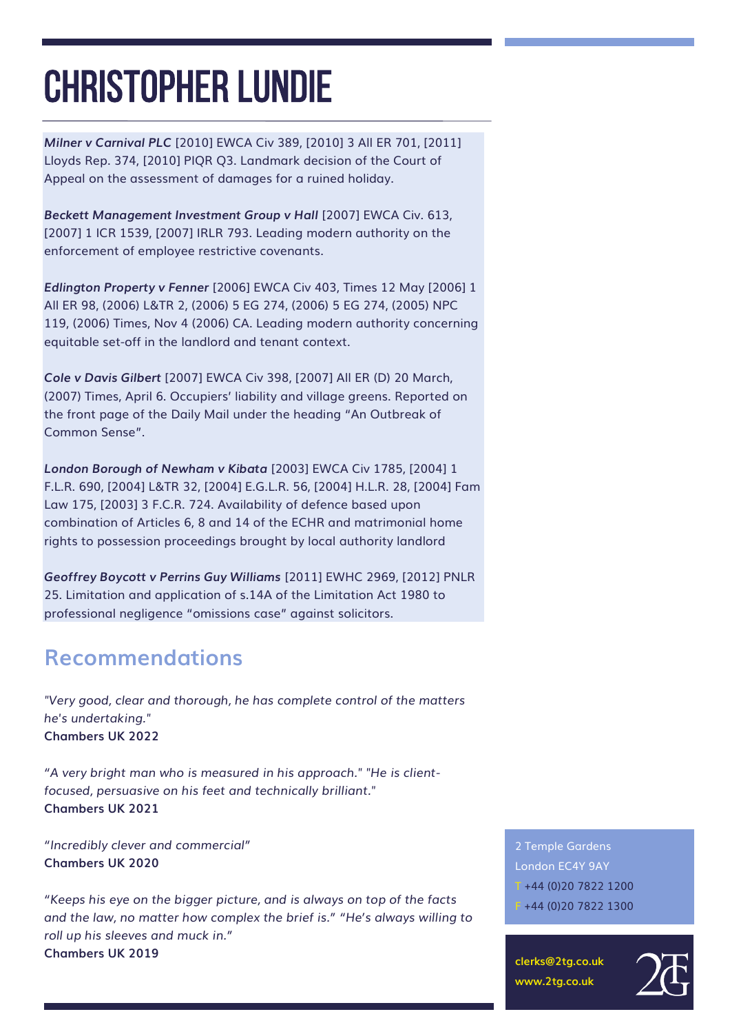# CHRISTOPHER LUNDIE

***Milner v Carnival PLC*** [2010] EWCA Civ 389, [2010] 3 All ER 701, [2011] Lloyds Rep. 374, [2010] PIQR Q3. Landmark decision of the Court of Appeal on the assessment of damages for a ruined holiday.

***Beckett Management Investment Group v Hall*** [2007] EWCA Civ. 613, [2007] 1 ICR 1539, [2007] IRLR 793. Leading modern authority on the enforcement of employee restrictive covenants.

***Edlington Property v Fenner*** [2006] EWCA Civ 403, Times 12 May [2006] 1 All ER 98, (2006) L&TR 2, (2006) 5 EG 274, (2006) 5 EG 274, (2005) NPC 119, (2006) Times, Nov 4 (2006) CA. Leading modern authority concerning equitable set-off in the landlord and tenant context.

***Cole v Davis Gilbert*** [2007] EWCA Civ 398, [2007] All ER (D) 20 March, (2007) Times, April 6. Occupiers' liability and village greens. Reported on the front page of the Daily Mail under the heading "An Outbreak of Common Sense".

***London Borough of Newham v Kibata*** [2003] EWCA Civ 1785, [2004] 1 F.L.R. 690, [2004] L&TR 32, [2004] E.G.L.R. 56, [2004] H.L.R. 28, [2004] Fam Law 175, [2003] 3 F.C.R. 724. Availability of defence based upon combination of Articles 6, 8 and 14 of the ECHR and matrimonial home rights to possession proceedings brought by local authority landlord

***Geoffrey Boycott v Perrins Guy Williams*** [2011] EWHC 2969, [2012] PNLR 25. Limitation and application of s.14A of the Limitation Act 1980 to professional negligence "omissions case" against solicitors.

## Recommendations

*"Very good, clear and thorough, he has complete control of the matters he's undertaking."*
**Chambers UK 2022**

*"A very bright man who is measured in his approach." "He is client-focused, persuasive on his feet and technically brilliant."*
**Chambers UK 2021**

*"Incredibly clever and commercial"*
**Chambers UK 2020**

*"Keeps his eye on the bigger picture, and is always on top of the facts and the law, no matter how complex the brief is." "He's always willing to roll up his sleeves and muck in."*
**Chambers UK 2019**

2 Temple Gardens
London EC4Y 9AY
T +44 (0)20 7822 1200
F +44 (0)20 7822 1300

**clerks@2tg.co.uk**
**www.2tg.co.uk**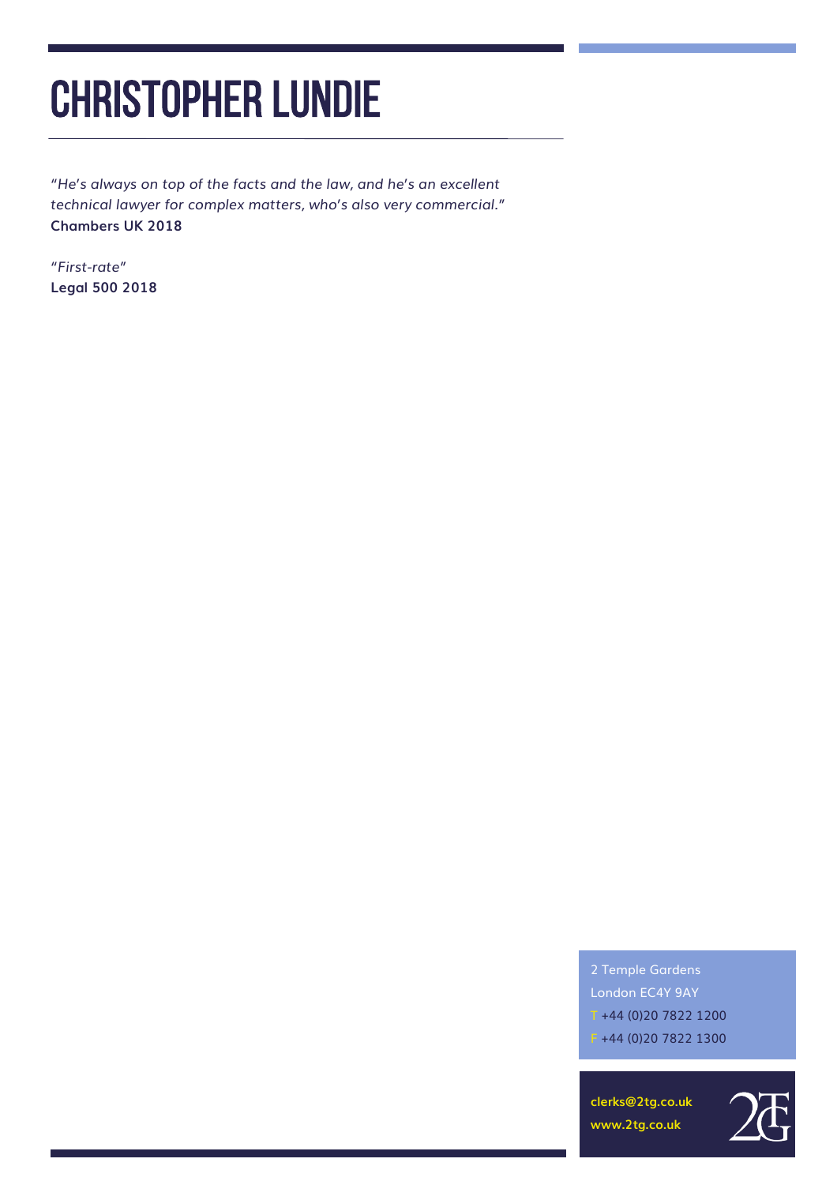# CHRISTOPHER LUNDIE

*"He's always on top of the facts and the law, and he's an excellent technical lawyer for complex matters, who's also very commercial."*
**Chambers UK 2018**

*"First-rate"*
**Legal 500 2018**

2 Temple Gardens
London EC4Y 9AY
T +44 (0)20 7822 1200
F +44 (0)20 7822 1300

**clerks@2tg.co.uk**
**www.2tg.co.uk**